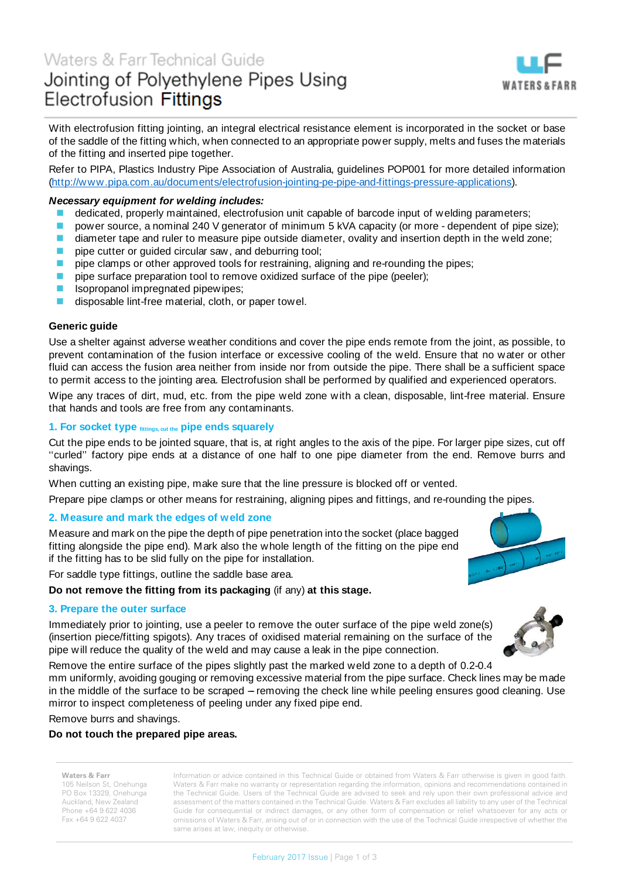Waters & Farr Technical Guide

# Jointing of Polyethylene Pipes Using Electrofusion Fittings

With electrofusion fitting jointing, an integral electrical resistance element is incorporated in the socket or base of the saddle of the fitting which, when connected to an appropriate power supply, melts and fuses the materials of the fitting and inserted pipe together.

Refer to PIPA, Plastics Industry Pipe Association of Australia, guidelines POP001 for more detailed information (http://www.pipa.com.au/documents/electrofusion-jointing-pe-pipe-and-fittings-pressure-applications).

***Necessary equipment for welding includes:***

- dedicated, properly maintained, electrofusion unit capable of barcode input of welding parameters;
- power source, a nominal 240 V generator of minimum 5 kVA capacity (or more - dependent of pipe size);
- diameter tape and ruler to measure pipe outside diameter, ovality and insertion depth in the weld zone;
- pipe cutter or guided circular saw, and deburring tool;
- pipe clamps or other approved tools for restraining, aligning and re-rounding the pipes;
- pipe surface preparation tool to remove oxidized surface of the pipe (peeler);
- Isopropanol impregnated pipewipes;
- disposable lint-free material, cloth, or paper towel.

**Generic guide**

Use a shelter against adverse weather conditions and cover the pipe ends remote from the joint, as possible, to prevent contamination of the fusion interface or excessive cooling of the weld. Ensure that no water or other fluid can access the fusion area neither from inside nor from outside the pipe. There shall be a sufficient space to permit access to the jointing area. Electrofusion shall be performed by qualified and experienced operators.

Wipe any traces of dirt, mud, etc. from the pipe weld zone with a clean, disposable, lint-free material. Ensure that hands and tools are free from any contaminants.

## 1. For socket type fittings, cut the pipe ends squarely

Cut the pipe ends to be jointed square, that is, at right angles to the axis of the pipe. For larger pipe sizes, cut off "curled" factory pipe ends at a distance of one half to one pipe diameter from the end. Remove burrs and shavings.

When cutting an existing pipe, make sure that the line pressure is blocked off or vented.

Prepare pipe clamps or other means for restraining, aligning pipes and fittings, and re-rounding the pipes.

## 2. Measure and mark the edges of weld zone

Measure and mark on the pipe the depth of pipe penetration into the socket (place bagged fitting alongside the pipe end). Mark also the whole length of the fitting on the pipe end if the fitting has to be slid fully on the pipe for installation.

For saddle type fittings, outline the saddle base area.

**Do not remove the fitting from its packaging** (if any) **at this stage.**

## 3. Prepare the outer surface

Immediately prior to jointing, use a peeler to remove the outer surface of the pipe weld zone(s) (insertion piece/fitting spigots). Any traces of oxidised material remaining on the surface of the pipe will reduce the quality of the weld and may cause a leak in the pipe connection.

Remove the entire surface of the pipes slightly past the marked weld zone to a depth of 0.2-0.4 mm uniformly, avoiding gouging or removing excessive material from the pipe surface. Check lines may be made in the middle of the surface to be scraped – removing the check line while peeling ensures good cleaning. Use mirror to inspect completeness of peeling under any fixed pipe end.

Remove burrs and shavings.

**Do not touch the prepared pipe areas.**

Waters & Farr
105 Neilson St, Onehunga
PO Box 13329, Onehunga
Auckland, New Zealand
Phone +64 9 622 4036
Fax +64 9 622 4037

Information or advice contained in this Technical Guide or obtained from Waters & Farr otherwise is given in good faith. Waters & Farr make no warranty or representation regarding the information, opinions and recommendations contained in the Technical Guide. Users of the Technical Guide are advised to seek and rely upon their own professional advice and assessment of the matters contained in the Technical Guide. Waters & Farr excludes all liability to any user of the Technical Guide for consequential or indirect damages, or any other form of compensation or relief whatsoever for any acts or omissions of Waters & Farr, arising out of or in connection with the use of the Technical Guide irrespective of whether the same arises at law, inequity or otherwise.

February 2017 Issue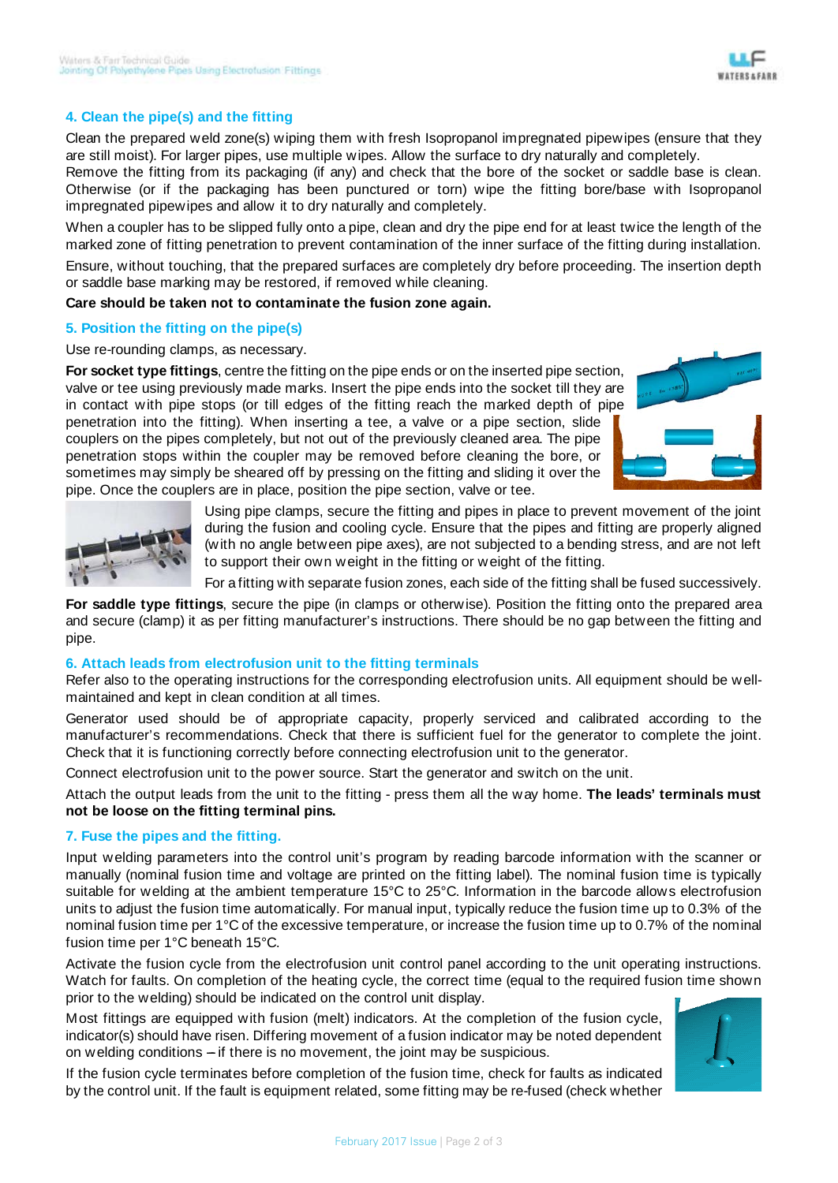## 4. Clean the pipe(s) and the fitting

Clean the prepared weld zone(s) wiping them with fresh Isopropanol impregnated pipewipes (ensure that they are still moist). For larger pipes, use multiple wipes. Allow the surface to dry naturally and completely.
Remove the fitting from its packaging (if any) and check that the bore of the socket or saddle base is clean. Otherwise (or if the packaging has been punctured or torn) wipe the fitting bore/base with Isopropanol impregnated pipewipes and allow it to dry naturally and completely.

When a coupler has to be slipped fully onto a pipe, clean and dry the pipe end for at least twice the length of the marked zone of fitting penetration to prevent contamination of the inner surface of the fitting during installation.

Ensure, without touching, that the prepared surfaces are completely dry before proceeding. The insertion depth or saddle base marking may be restored, if removed while cleaning.

**Care should be taken not to contaminate the fusion zone again.**

## 5. Position the fitting on the pipe(s)

Use re-rounding clamps, as necessary.

**For socket type fittings**, centre the fitting on the pipe ends or on the inserted pipe section, valve or tee using previously made marks. Insert the pipe ends into the socket till they are in contact with pipe stops (or till edges of the fitting reach the marked depth of pipe penetration into the fitting). When inserting a tee, a valve or a pipe section, slide couplers on the pipes completely, but not out of the previously cleaned area. The pipe penetration stops within the coupler may be removed before cleaning the bore, or sometimes may simply be sheared off by pressing on the fitting and sliding it over the pipe. Once the couplers are in place, position the pipe section, valve or tee.

Using pipe clamps, secure the fitting and pipes in place to prevent movement of the joint during the fusion and cooling cycle. Ensure that the pipes and fitting are properly aligned (with no angle between pipe axes), are not subjected to a bending stress, and are not left to support their own weight in the fitting or weight of the fitting.

For a fitting with separate fusion zones, each side of the fitting shall be fused successively.

**For saddle type fittings**, secure the pipe (in clamps or otherwise). Position the fitting onto the prepared area and secure (clamp) it as per fitting manufacturer's instructions. There should be no gap between the fitting and pipe.

## 6. Attach leads from electrofusion unit to the fitting terminals

Refer also to the operating instructions for the corresponding electrofusion units. All equipment should be well-maintained and kept in clean condition at all times.

Generator used should be of appropriate capacity, properly serviced and calibrated according to the manufacturer's recommendations. Check that there is sufficient fuel for the generator to complete the joint. Check that it is functioning correctly before connecting electrofusion unit to the generator.

Connect electrofusion unit to the power source. Start the generator and switch on the unit.

Attach the output leads from the unit to the fitting - press them all the way home. **The leads' terminals must not be loose on the fitting terminal pins.**

## 7. Fuse the pipes and the fitting.

Input welding parameters into the control unit's program by reading barcode information with the scanner or manually (nominal fusion time and voltage are printed on the fitting label). The nominal fusion time is typically suitable for welding at the ambient temperature 15°C to 25°C. Information in the barcode allows electrofusion units to adjust the fusion time automatically. For manual input, typically reduce the fusion time up to 0.3% of the nominal fusion time per 1°C of the excessive temperature, or increase the fusion time up to 0.7% of the nominal fusion time per 1°C beneath 15°C.

Activate the fusion cycle from the electrofusion unit control panel according to the unit operating instructions. Watch for faults. On completion of the heating cycle, the correct time (equal to the required fusion time shown prior to the welding) should be indicated on the control unit display.

Most fittings are equipped with fusion (melt) indicators. At the completion of the fusion cycle, indicator(s) should have risen. Differing movement of a fusion indicator may be noted dependent on welding conditions – if there is no movement, the joint may be suspicious.

If the fusion cycle terminates before completion of the fusion time, check for faults as indicated by the control unit. If the fault is equipment related, some fitting may be re-fused (check whether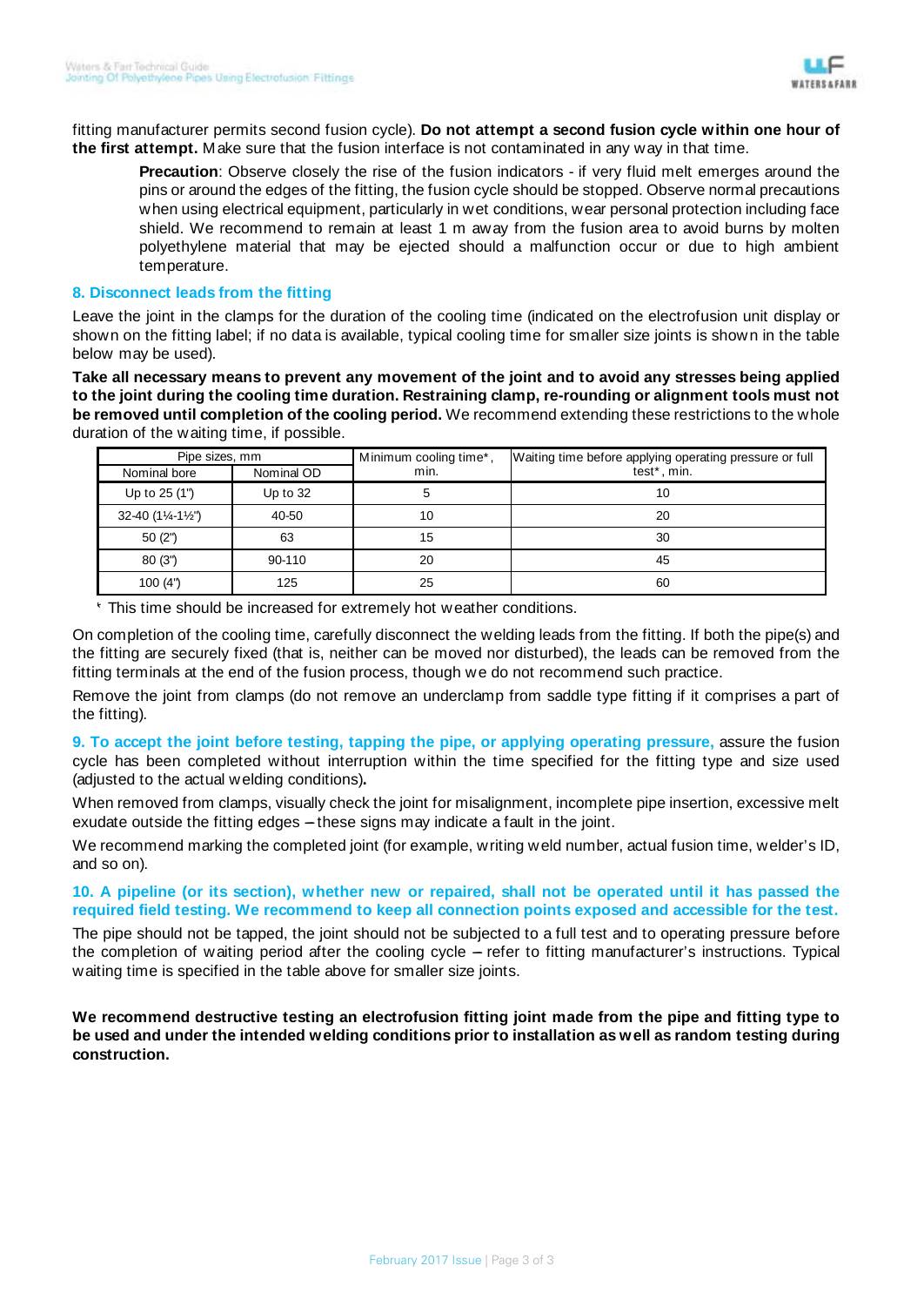fitting manufacturer permits second fusion cycle). **Do not attempt a second fusion cycle within one hour of the first attempt.** Make sure that the fusion interface is not contaminated in any way in that time.

> **Precaution**: Observe closely the rise of the fusion indicators - if very fluid melt emerges around the pins or around the edges of the fitting, the fusion cycle should be stopped. Observe normal precautions when using electrical equipment, particularly in wet conditions, wear personal protection including face shield. We recommend to remain at least 1 m away from the fusion area to avoid burns by molten polyethylene material that may be ejected should a malfunction occur or due to high ambient temperature.

### 8. Disconnect leads from the fitting

Leave the joint in the clamps for the duration of the cooling time (indicated on the electrofusion unit display or shown on the fitting label; if no data is available, typical cooling time for smaller size joints is shown in the table below may be used).

**Take all necessary means to prevent any movement of the joint and to avoid any stresses being applied to the joint during the cooling time duration. Restraining clamp, re-rounding or alignment tools must not be removed until completion of the cooling period.** We recommend extending these restrictions to the whole duration of the waiting time, if possible.

| Pipe sizes, mm | | Minimum cooling time*, min. | Waiting time before applying operating pressure or full test*, min. |
|---|---|---|---|
| Nominal bore | Nominal OD | | |
| Up to 25 (1") | Up to 32 | 5 | 10 |
| 32-40 (1¼-1½") | 40-50 | 10 | 20 |
| 50 (2") | 63 | 15 | 30 |
| 80 (3") | 90-110 | 20 | 45 |
| 100 (4") | 125 | 25 | 60 |

* This time should be increased for extremely hot weather conditions.

On completion of the cooling time, carefully disconnect the welding leads from the fitting. If both the pipe(s) and the fitting are securely fixed (that is, neither can be moved nor disturbed), the leads can be removed from the fitting terminals at the end of the fusion process, though we do not recommend such practice.

Remove the joint from clamps (do not remove an underclamp from saddle type fitting if it comprises a part of the fitting).

**9. To accept the joint before testing, tapping the pipe, or applying operating pressure,** assure the fusion cycle has been completed without interruption within the time specified for the fitting type and size used (adjusted to the actual welding conditions)**.**

When removed from clamps, visually check the joint for misalignment, incomplete pipe insertion, excessive melt exudate outside the fitting edges – these signs may indicate a fault in the joint.

We recommend marking the completed joint (for example, writing weld number, actual fusion time, welder's ID, and so on).

### 10. A pipeline (or its section), whether new or repaired, shall not be operated until it has passed the required field testing. We recommend to keep all connection points exposed and accessible for the test.

The pipe should not be tapped, the joint should not be subjected to a full test and to operating pressure before the completion of waiting period after the cooling cycle – refer to fitting manufacturer's instructions. Typical waiting time is specified in the table above for smaller size joints.

**We recommend destructive testing an electrofusion fitting joint made from the pipe and fitting type to be used and under the intended welding conditions prior to installation as well as random testing during construction.**